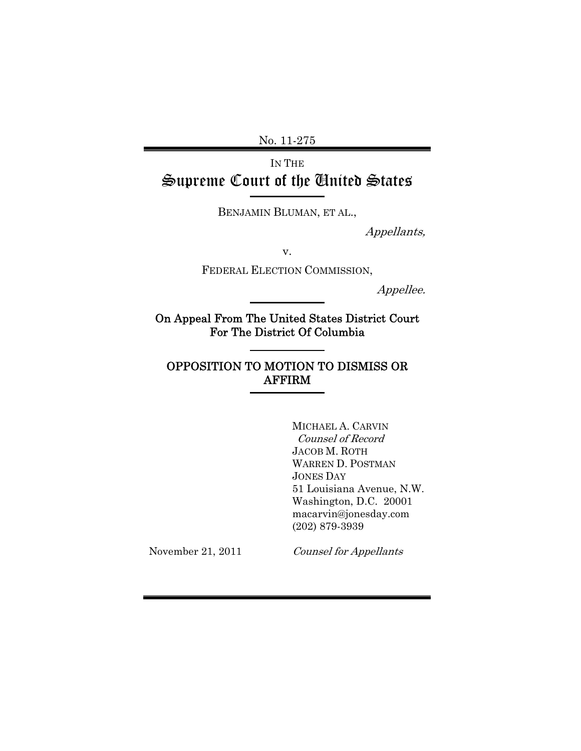No. 11-275

IN THE

# Supreme Court of the United States

BENJAMIN BLUMAN, ET AL.,

*Appellants,*

v.

FEDERAL ELECTION COMMISSION,

*Appellee.*

**On Appeal From The United States District Court For The District Of Columbia**

## OPPOSITION TO MOTION TO DISMISS OR AFFIRM

MICHAEL A. CARVIN
*Counsel of Record*
JACOB M. ROTH
WARREN D. POSTMAN
JONES DAY
51 Louisiana Avenue, N.W.
Washington, D.C. 20001
macarvin@jonesday.com
(202) 879-3939

November 21, 2011

*Counsel for Appellants*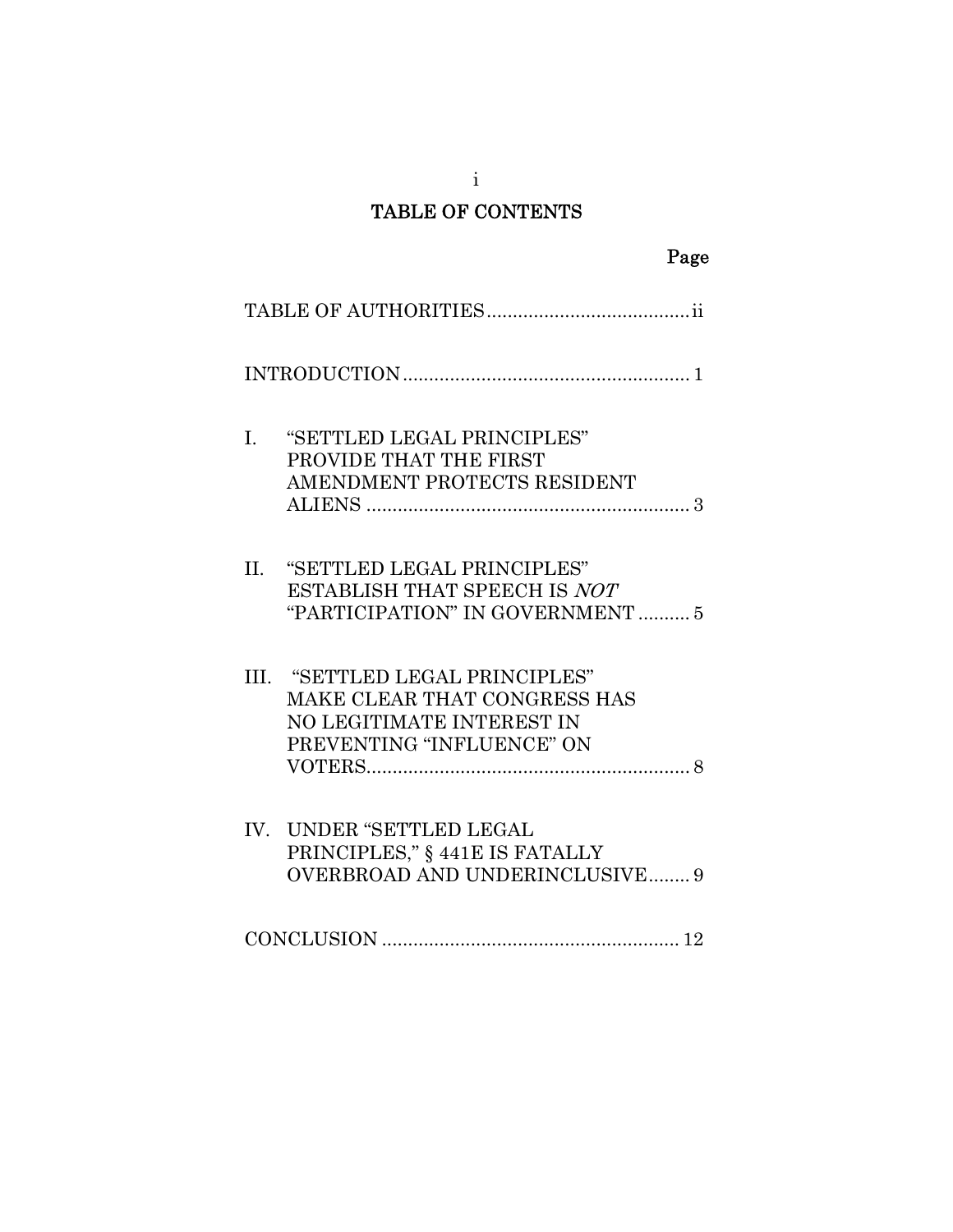# TABLE OF CONTENTS

| | Page |
|---|---|
| TABLE OF AUTHORITIES | ii |
| INTRODUCTION | 1 |
| I. "SETTLED LEGAL PRINCIPLES" PROVIDE THAT THE FIRST AMENDMENT PROTECTS RESIDENT ALIENS | 3 |
| II. "SETTLED LEGAL PRINCIPLES" ESTABLISH THAT SPEECH IS *NOT* "PARTICIPATION" IN GOVERNMENT | 5 |
| III. "SETTLED LEGAL PRINCIPLES" MAKE CLEAR THAT CONGRESS HAS NO LEGITIMATE INTEREST IN PREVENTING "INFLUENCE" ON VOTERS | 8 |
| IV. UNDER "SETTLED LEGAL PRINCIPLES," § 441E IS FATALLY OVERBROAD AND UNDERINCLUSIVE | 9 |
| CONCLUSION | 12 |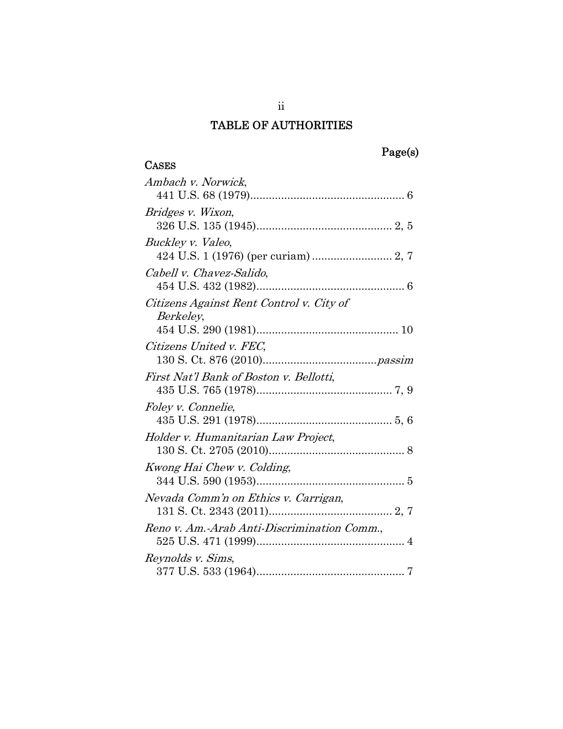# TABLE OF AUTHORITIES

Page(s)

## CASES

*Ambach v. Norwick*,
441 U.S. 68 (1979) .................................................. 6

*Bridges v. Wixon*,
326 U.S. 135 (1945) ............................................ 2, 5

*Buckley v. Valeo*,
424 U.S. 1 (1976) (per curiam) .......................... 2, 7

*Cabell v. Chavez-Salido*,
454 U.S. 432 (1982) ................................................ 6

*Citizens Against Rent Control v. City of Berkeley*,
454 U.S. 290 (1981) .............................................. 10

*Citizens United v. FEC*,
130 S. Ct. 876 (2010) ..................................... *passim*

*First Nat'l Bank of Boston v. Bellotti*,
435 U.S. 765 (1978) ............................................ 7, 9

*Foley v. Connelie*,
435 U.S. 291 (1978) ............................................ 5, 6

*Holder v. Humanitarian Law Project*,
130 S. Ct. 2705 (2010) ............................................ 8

*Kwong Hai Chew v. Colding*,
344 U.S. 590 (1953) ................................................ 5

*Nevada Comm'n on Ethics v. Carrigan*,
131 S. Ct. 2343 (2011) ........................................ 2, 7

*Reno v. Am.-Arab Anti-Discrimination Comm.*,
525 U.S. 471 (1999) ................................................ 4

*Reynolds v. Sims*,
377 U.S. 533 (1964) ................................................ 7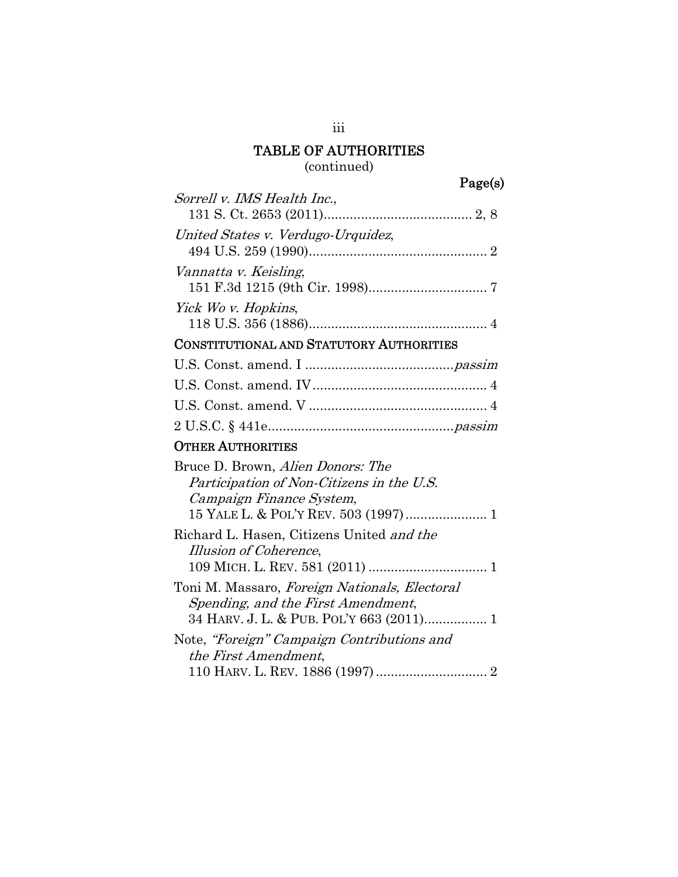## TABLE OF AUTHORITIES
(continued)

Page(s)

*Sorrell v. IMS Health Inc.*,
131 S. Ct. 2653 (2011)........................................ 2, 8

*United States v. Verdugo-Urquidez*,
494 U.S. 259 (1990)................................................ 2

*Vannatta v. Keisling*,
151 F.3d 1215 (9th Cir. 1998)................................ 7

*Yick Wo v. Hopkins*,
118 U.S. 356 (1886)................................................ 4

### CONSTITUTIONAL AND STATUTORY AUTHORITIES

U.S. Const. amend. I ........................................*passim*

U.S. Const. amend. IV............................................... 4

U.S. Const. amend. V ................................................ 4

2 U.S.C. § 441e..................................................*passim*

### OTHER AUTHORITIES

Bruce D. Brown, *Alien Donors: The Participation of Non-Citizens in the U.S. Campaign Finance System*,
15 YALE L. & POL'Y REV. 503 (1997)...................... 1

Richard L. Hasen, Citizens United *and the Illusion of Coherence*,
109 MICH. L. REV. 581 (2011) ................................ 1

Toni M. Massaro, *Foreign Nationals, Electoral Spending, and the First Amendment*,
34 HARV. J. L. & PUB. POL'Y 663 (2011)................. 1

Note, *"Foreign" Campaign Contributions and the First Amendment*,
110 HARV. L. REV. 1886 (1997) .............................. 2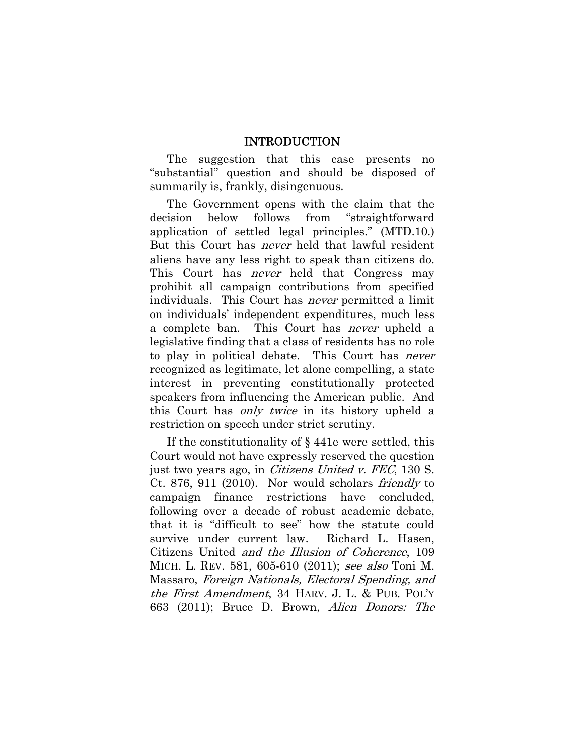## INTRODUCTION

The suggestion that this case presents no "substantial" question and should be disposed of summarily is, frankly, disingenuous.

The Government opens with the claim that the decision below follows from "straightforward application of settled legal principles." (MTD.10.) But this Court has *never* held that lawful resident aliens have any less right to speak than citizens do. This Court has *never* held that Congress may prohibit all campaign contributions from specified individuals. This Court has *never* permitted a limit on individuals' independent expenditures, much less a complete ban. This Court has *never* upheld a legislative finding that a class of residents has no role to play in political debate. This Court has *never* recognized as legitimate, let alone compelling, a state interest in preventing constitutionally protected speakers from influencing the American public. And this Court has *only twice* in its history upheld a restriction on speech under strict scrutiny.

If the constitutionality of § 441e were settled, this Court would not have expressly reserved the question just two years ago, in *Citizens United v. FEC*, 130 S. Ct. 876, 911 (2010). Nor would scholars *friendly* to campaign finance restrictions have concluded, following over a decade of robust academic debate, that it is "difficult to see" how the statute could survive under current law. Richard L. Hasen, Citizens United *and the Illusion of Coherence*, 109 MICH. L. REV. 581, 605-610 (2011); *see also* Toni M. Massaro, *Foreign Nationals, Electoral Spending, and the First Amendment*, 34 HARV. J. L. & PUB. POL'Y 663 (2011); Bruce D. Brown, *Alien Donors: The*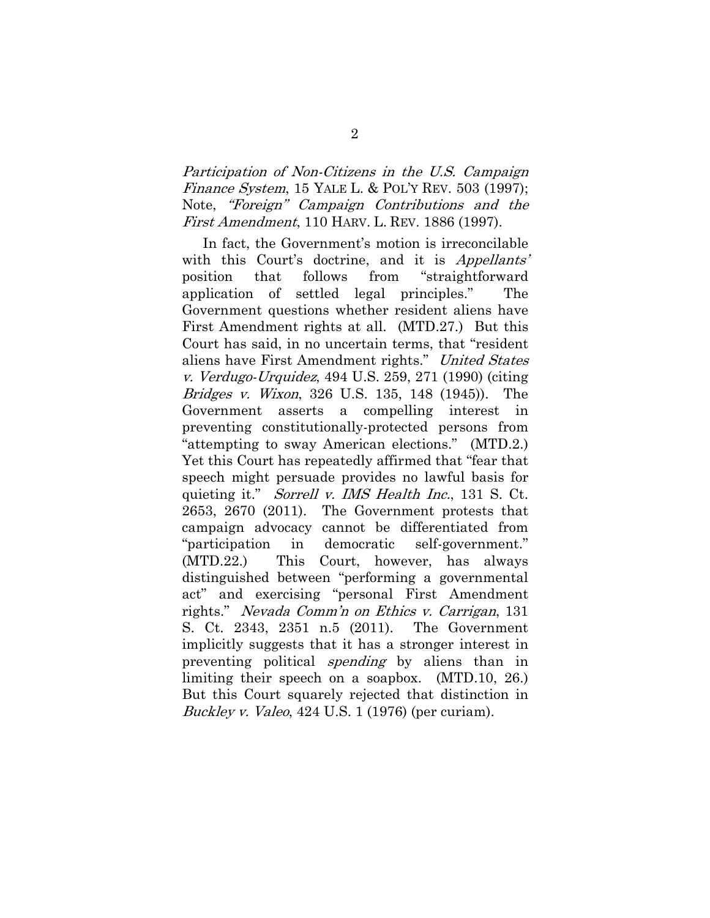*Participation of Non-Citizens in the U.S. Campaign Finance System*, 15 YALE L. & POL'Y REV. 503 (1997); Note, *"Foreign" Campaign Contributions and the First Amendment*, 110 HARV. L. REV. 1886 (1997).

In fact, the Government's motion is irreconcilable with this Court's doctrine, and it is *Appellants'* position that follows from "straightforward application of settled legal principles." The Government questions whether resident aliens have First Amendment rights at all. (MTD.27.) But this Court has said, in no uncertain terms, that "resident aliens have First Amendment rights." *United States v. Verdugo-Urquidez*, 494 U.S. 259, 271 (1990) (citing *Bridges v. Wixon*, 326 U.S. 135, 148 (1945)). The Government asserts a compelling interest in preventing constitutionally-protected persons from "attempting to sway American elections." (MTD.2.) Yet this Court has repeatedly affirmed that "fear that speech might persuade provides no lawful basis for quieting it." *Sorrell v. IMS Health Inc.*, 131 S. Ct. 2653, 2670 (2011). The Government protests that campaign advocacy cannot be differentiated from "participation in democratic self-government." (MTD.22.) This Court, however, has always distinguished between "performing a governmental act" and exercising "personal First Amendment rights." *Nevada Comm'n on Ethics v. Carrigan*, 131 S. Ct. 2343, 2351 n.5 (2011). The Government implicitly suggests that it has a stronger interest in preventing political *spending* by aliens than in limiting their speech on a soapbox. (MTD.10, 26.) But this Court squarely rejected that distinction in *Buckley v. Valeo*, 424 U.S. 1 (1976) (per curiam).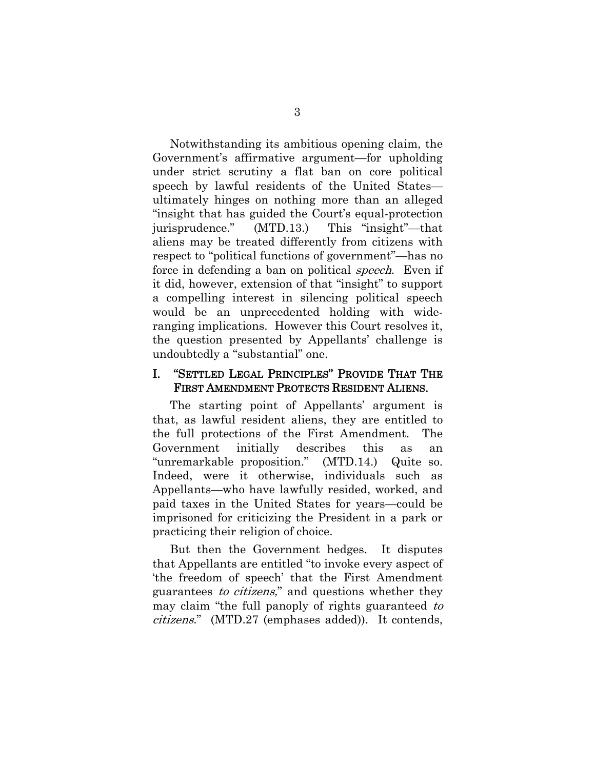Notwithstanding its ambitious opening claim, the Government's affirmative argument—for upholding under strict scrutiny a flat ban on core political speech by lawful residents of the United States—ultimately hinges on nothing more than an alleged "insight that has guided the Court's equal-protection jurisprudence." (MTD.13.) This "insight"—that aliens may be treated differently from citizens with respect to "political functions of government"—has no force in defending a ban on political *speech*. Even if it did, however, extension of that "insight" to support a compelling interest in silencing political speech would be an unprecedented holding with wide-ranging implications. However this Court resolves it, the question presented by Appellants' challenge is undoubtedly a "substantial" one.

## I. "SETTLED LEGAL PRINCIPLES" PROVIDE THAT THE FIRST AMENDMENT PROTECTS RESIDENT ALIENS.

The starting point of Appellants' argument is that, as lawful resident aliens, they are entitled to the full protections of the First Amendment. The Government initially describes this as an "unremarkable proposition." (MTD.14.) Quite so. Indeed, were it otherwise, individuals such as Appellants—who have lawfully resided, worked, and paid taxes in the United States for years—could be imprisoned for criticizing the President in a park or practicing their religion of choice.

But then the Government hedges. It disputes that Appellants are entitled "to invoke every aspect of 'the freedom of speech' that the First Amendment guarantees *to citizens*," and questions whether they may claim "the full panoply of rights guaranteed *to citizens*." (MTD.27 (emphases added)). It contends,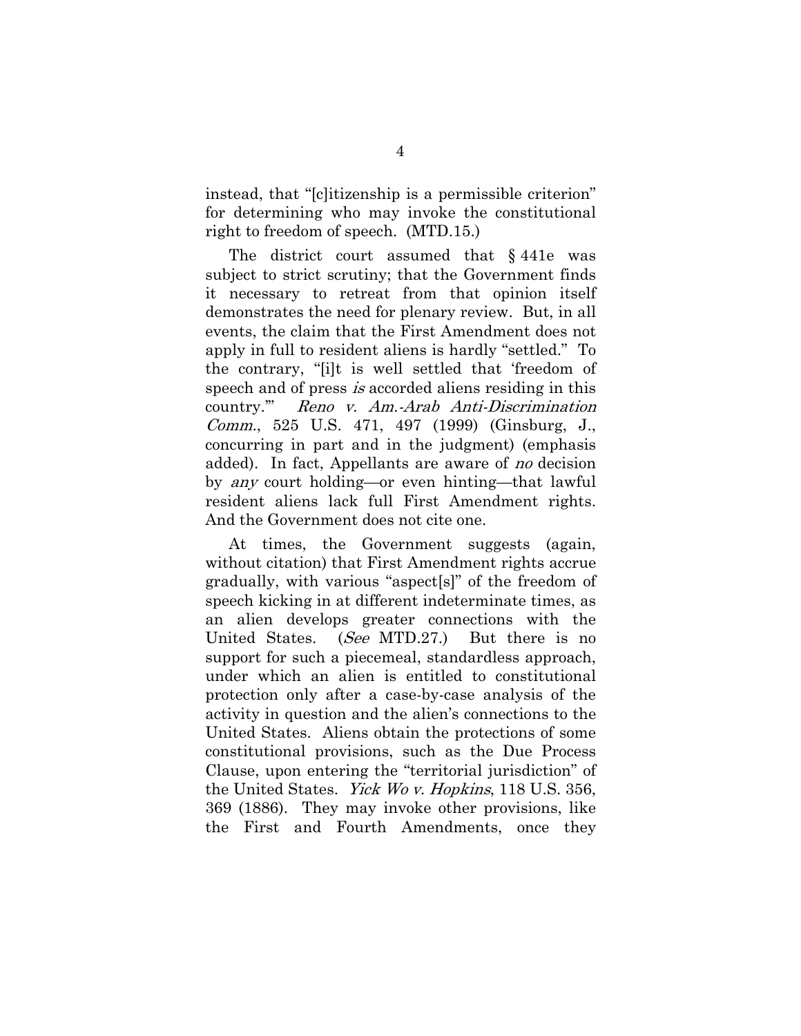instead, that "[c]itizenship is a permissible criterion" for determining who may invoke the constitutional right to freedom of speech. (MTD.15.)

The district court assumed that § 441e was subject to strict scrutiny; that the Government finds it necessary to retreat from that opinion itself demonstrates the need for plenary review. But, in all events, the claim that the First Amendment does not apply in full to resident aliens is hardly "settled." To the contrary, "[i]t is well settled that 'freedom of speech and of press *is* accorded aliens residing in this country.'" *Reno v. Am.-Arab Anti-Discrimination Comm.*, 525 U.S. 471, 497 (1999) (Ginsburg, J., concurring in part and in the judgment) (emphasis added). In fact, Appellants are aware of *no* decision by *any* court holding—or even hinting—that lawful resident aliens lack full First Amendment rights. And the Government does not cite one.

At times, the Government suggests (again, without citation) that First Amendment rights accrue gradually, with various "aspect[s]" of the freedom of speech kicking in at different indeterminate times, as an alien develops greater connections with the United States. (*See* MTD.27.) But there is no support for such a piecemeal, standardless approach, under which an alien is entitled to constitutional protection only after a case-by-case analysis of the activity in question and the alien's connections to the United States. Aliens obtain the protections of some constitutional provisions, such as the Due Process Clause, upon entering the "territorial jurisdiction" of the United States. *Yick Wo v. Hopkins*, 118 U.S. 356, 369 (1886). They may invoke other provisions, like the First and Fourth Amendments, once they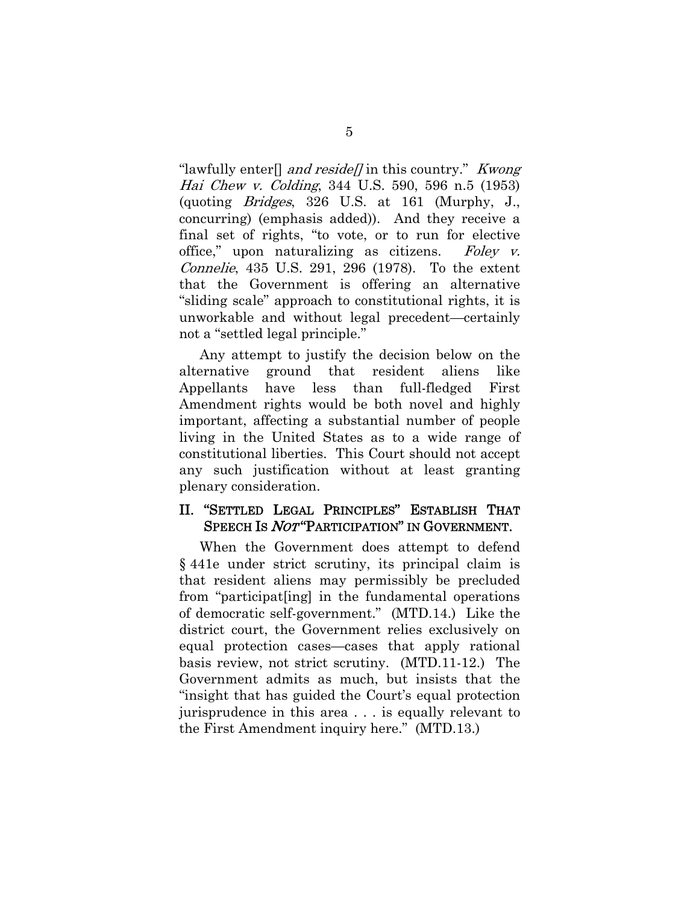"lawfully enter[] *and reside[]* in this country." *Kwong Hai Chew v. Colding*, 344 U.S. 590, 596 n.5 (1953) (quoting *Bridges*, 326 U.S. at 161 (Murphy, J., concurring) (emphasis added)). And they receive a final set of rights, "to vote, or to run for elective office," upon naturalizing as citizens. *Foley v. Connelie*, 435 U.S. 291, 296 (1978). To the extent that the Government is offering an alternative "sliding scale" approach to constitutional rights, it is unworkable and without legal precedent—certainly not a "settled legal principle."

Any attempt to justify the decision below on the alternative ground that resident aliens like Appellants have less than full-fledged First Amendment rights would be both novel and highly important, affecting a substantial number of people living in the United States as to a wide range of constitutional liberties. This Court should not accept any such justification without at least granting plenary consideration.

## II. "SETTLED LEGAL PRINCIPLES" ESTABLISH THAT SPEECH IS *NOT* "PARTICIPATION" IN GOVERNMENT.

When the Government does attempt to defend § 441e under strict scrutiny, its principal claim is that resident aliens may permissibly be precluded from "participat[ing] in the fundamental operations of democratic self-government." (MTD.14.) Like the district court, the Government relies exclusively on equal protection cases—cases that apply rational basis review, not strict scrutiny. (MTD.11-12.) The Government admits as much, but insists that the "insight that has guided the Court's equal protection jurisprudence in this area . . . is equally relevant to the First Amendment inquiry here." (MTD.13.)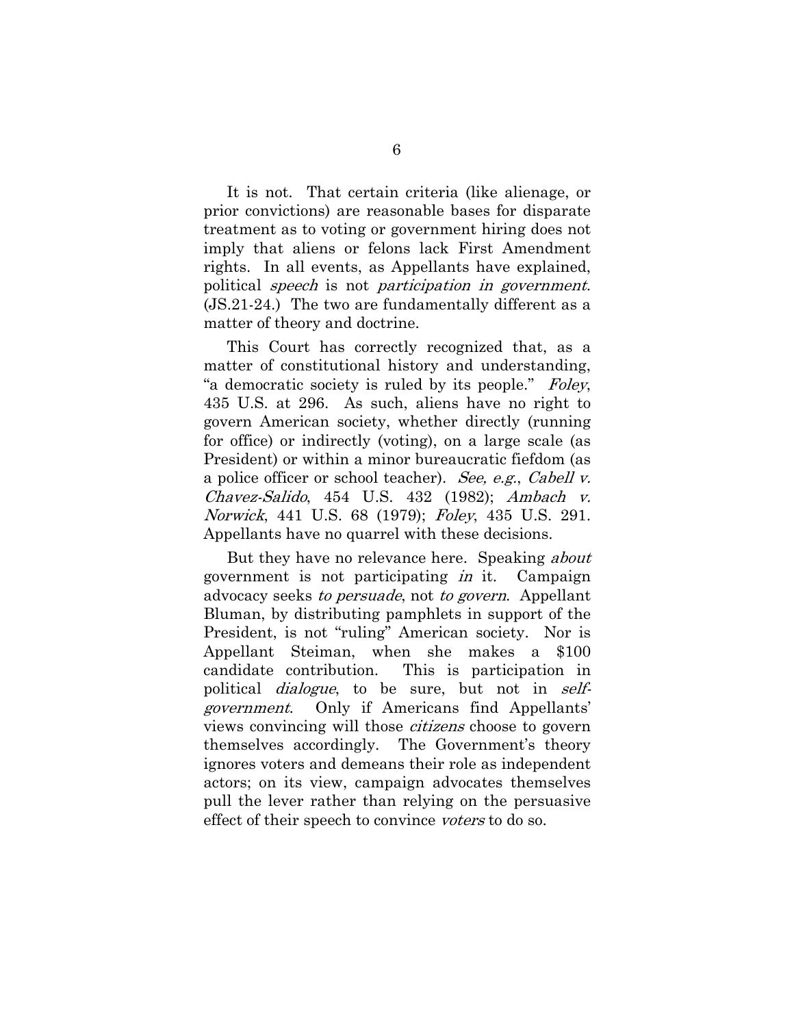It is not. That certain criteria (like alienage, or prior convictions) are reasonable bases for disparate treatment as to voting or government hiring does not imply that aliens or felons lack First Amendment rights. In all events, as Appellants have explained, political *speech* is not *participation in government*. (JS.21-24.) The two are fundamentally different as a matter of theory and doctrine.

This Court has correctly recognized that, as a matter of constitutional history and understanding, "a democratic society is ruled by its people." *Foley*, 435 U.S. at 296. As such, aliens have no right to govern American society, whether directly (running for office) or indirectly (voting), on a large scale (as President) or within a minor bureaucratic fiefdom (as a police officer or school teacher). *See, e.g.*, *Cabell v. Chavez-Salido*, 454 U.S. 432 (1982); *Ambach v. Norwick*, 441 U.S. 68 (1979); *Foley*, 435 U.S. 291. Appellants have no quarrel with these decisions.

But they have no relevance here. Speaking *about* government is not participating *in* it. Campaign advocacy seeks *to persuade*, not *to govern*. Appellant Bluman, by distributing pamphlets in support of the President, is not "ruling" American society. Nor is Appellant Steiman, when she makes a $100 candidate contribution. This is participation in political *dialogue*, to be sure, but not in *self-government*. Only if Americans find Appellants' views convincing will those *citizens* choose to govern themselves accordingly. The Government's theory ignores voters and demeans their role as independent actors; on its view, campaign advocates themselves pull the lever rather than relying on the persuasive effect of their speech to convince *voters* to do so.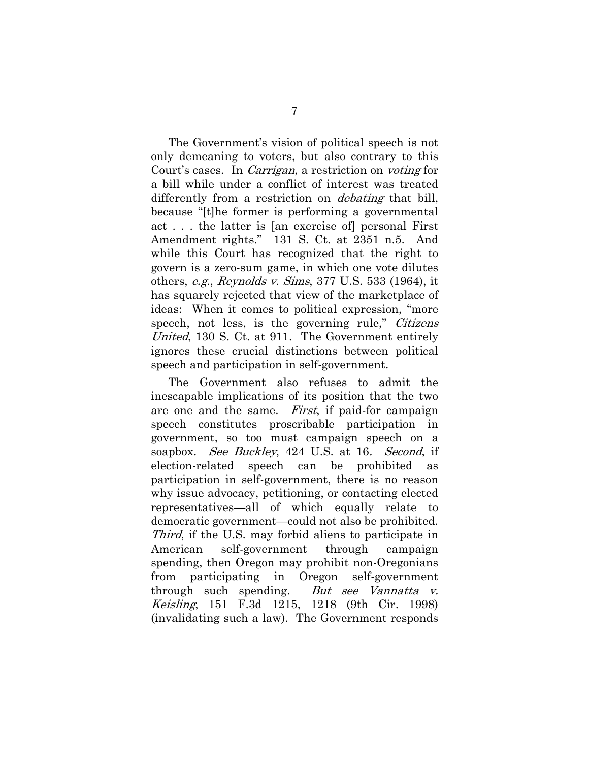The Government's vision of political speech is not only demeaning to voters, but also contrary to this Court's cases. In *Carrigan*, a restriction on *voting* for a bill while under a conflict of interest was treated differently from a restriction on *debating* that bill, because "[t]he former is performing a governmental act . . . the latter is [an exercise of] personal First Amendment rights." 131 S. Ct. at 2351 n.5. And while this Court has recognized that the right to govern is a zero-sum game, in which one vote dilutes others, *e.g.*, *Reynolds v. Sims*, 377 U.S. 533 (1964), it has squarely rejected that view of the marketplace of ideas: When it comes to political expression, "more speech, not less, is the governing rule," *Citizens United*, 130 S. Ct. at 911. The Government entirely ignores these crucial distinctions between political speech and participation in self-government.

The Government also refuses to admit the inescapable implications of its position that the two are one and the same. *First*, if paid-for campaign speech constitutes proscribable participation in government, so too must campaign speech on a soapbox. *See Buckley*, 424 U.S. at 16. *Second*, if election-related speech can be prohibited as participation in self-government, there is no reason why issue advocacy, petitioning, or contacting elected representatives—all of which equally relate to democratic government—could not also be prohibited. *Third*, if the U.S. may forbid aliens to participate in American self-government through campaign spending, then Oregon may prohibit non-Oregonians from participating in Oregon self-government through such spending. *But see Vannatta v. Keisling*, 151 F.3d 1215, 1218 (9th Cir. 1998) (invalidating such a law). The Government responds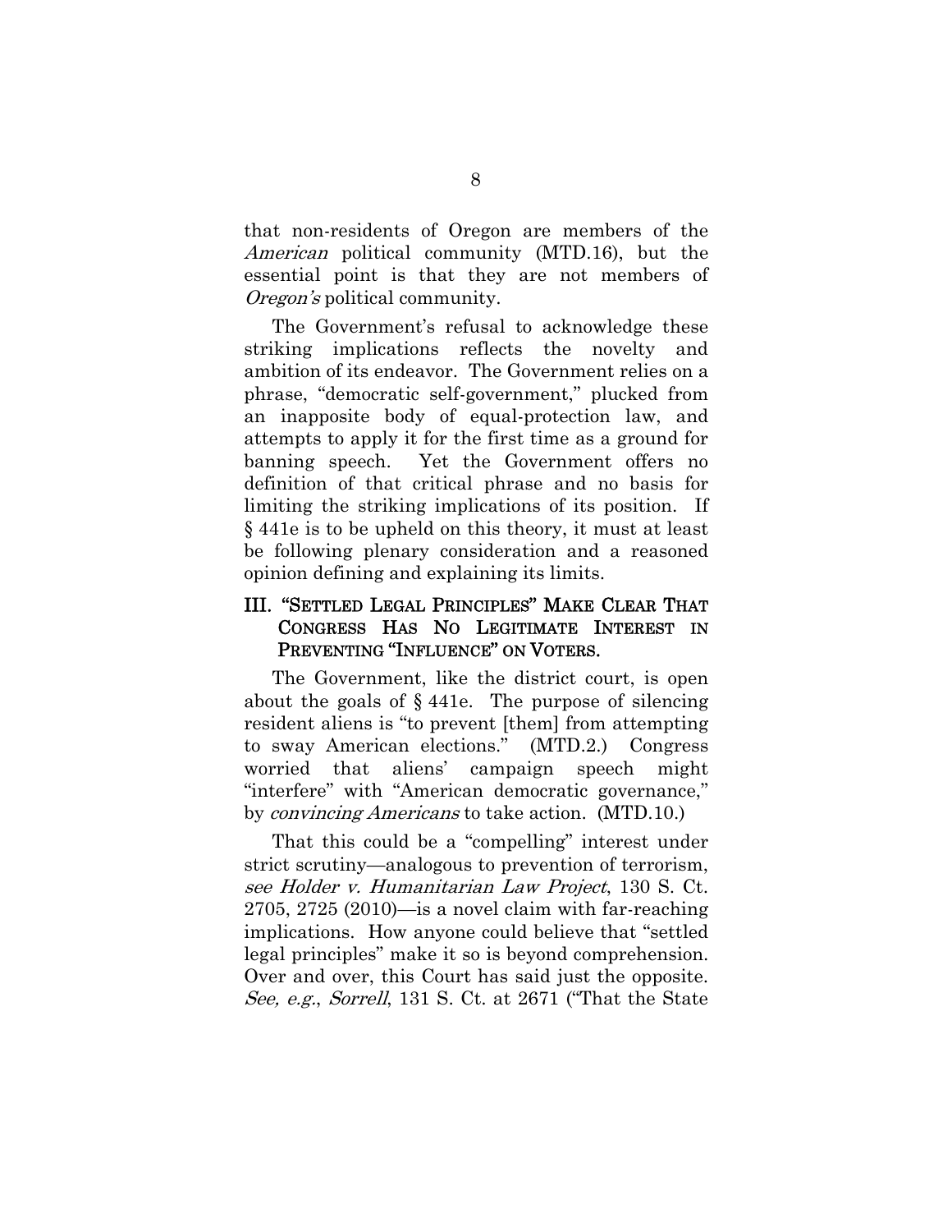that non-residents of Oregon are members of the *American* political community (MTD.16), but the essential point is that they are not members of *Oregon's* political community.

The Government's refusal to acknowledge these striking implications reflects the novelty and ambition of its endeavor. The Government relies on a phrase, "democratic self-government," plucked from an inapposite body of equal-protection law, and attempts to apply it for the first time as a ground for banning speech. Yet the Government offers no definition of that critical phrase and no basis for limiting the striking implications of its position. If § 441e is to be upheld on this theory, it must at least be following plenary consideration and a reasoned opinion defining and explaining its limits.

## III. "SETTLED LEGAL PRINCIPLES" MAKE CLEAR THAT CONGRESS HAS NO LEGITIMATE INTEREST IN PREVENTING "INFLUENCE" ON VOTERS.

The Government, like the district court, is open about the goals of § 441e. The purpose of silencing resident aliens is "to prevent [them] from attempting to sway American elections." (MTD.2.) Congress worried that aliens' campaign speech might "interfere" with "American democratic governance," by *convincing Americans* to take action. (MTD.10.)

That this could be a "compelling" interest under strict scrutiny—analogous to prevention of terrorism, *see Holder v. Humanitarian Law Project*, 130 S. Ct. 2705, 2725 (2010)—is a novel claim with far-reaching implications. How anyone could believe that "settled legal principles" make it so is beyond comprehension. Over and over, this Court has said just the opposite. *See, e.g.*, *Sorrell*, 131 S. Ct. at 2671 ("That the State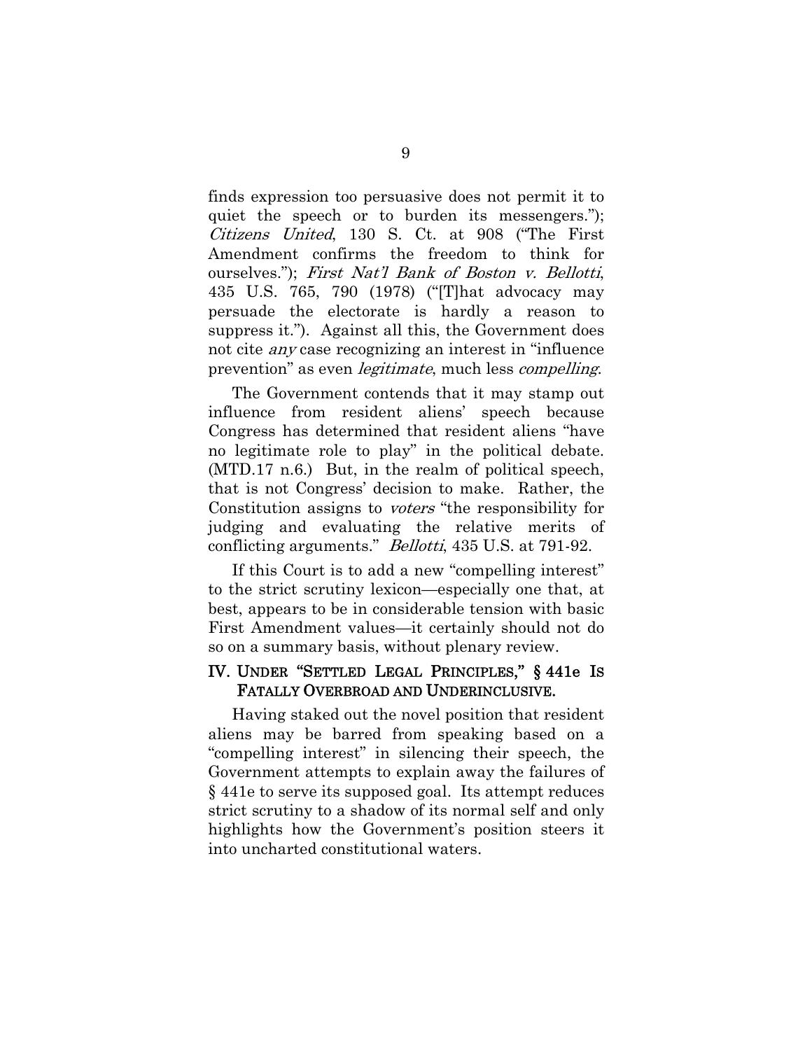finds expression too persuasive does not permit it to quiet the speech or to burden its messengers."); *Citizens United*, 130 S. Ct. at 908 ("The First Amendment confirms the freedom to think for ourselves."); *First Nat'l Bank of Boston v. Bellotti*, 435 U.S. 765, 790 (1978) ("[T]hat advocacy may persuade the electorate is hardly a reason to suppress it."). Against all this, the Government does not cite *any* case recognizing an interest in "influence prevention" as even *legitimate*, much less *compelling*.

The Government contends that it may stamp out influence from resident aliens' speech because Congress has determined that resident aliens "have no legitimate role to play" in the political debate. (MTD.17 n.6.) But, in the realm of political speech, that is not Congress' decision to make. Rather, the Constitution assigns to *voters* "the responsibility for judging and evaluating the relative merits of conflicting arguments." *Bellotti*, 435 U.S. at 791-92.

If this Court is to add a new "compelling interest" to the strict scrutiny lexicon—especially one that, at best, appears to be in considerable tension with basic First Amendment values—it certainly should not do so on a summary basis, without plenary review.

## IV. UNDER "SETTLED LEGAL PRINCIPLES," § 441e IS FATALLY OVERBROAD AND UNDERINCLUSIVE.

Having staked out the novel position that resident aliens may be barred from speaking based on a "compelling interest" in silencing their speech, the Government attempts to explain away the failures of § 441e to serve its supposed goal. Its attempt reduces strict scrutiny to a shadow of its normal self and only highlights how the Government's position steers it into uncharted constitutional waters.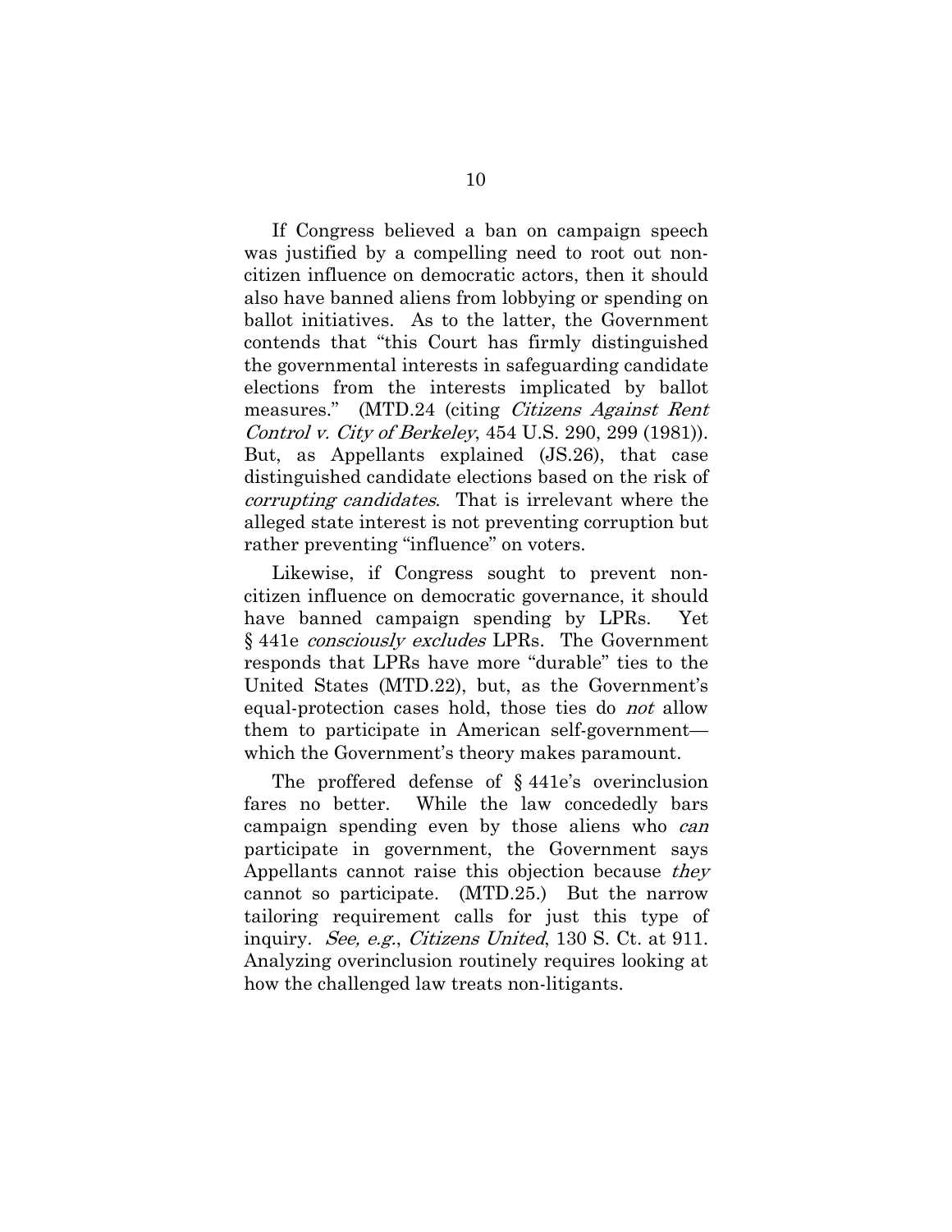If Congress believed a ban on campaign speech was justified by a compelling need to root out non-citizen influence on democratic actors, then it should also have banned aliens from lobbying or spending on ballot initiatives. As to the latter, the Government contends that "this Court has firmly distinguished the governmental interests in safeguarding candidate elections from the interests implicated by ballot measures." (MTD.24 (citing *Citizens Against Rent Control v. City of Berkeley*, 454 U.S. 290, 299 (1981)). But, as Appellants explained (JS.26), that case distinguished candidate elections based on the risk of *corrupting candidates*. That is irrelevant where the alleged state interest is not preventing corruption but rather preventing "influence" on voters.

Likewise, if Congress sought to prevent non-citizen influence on democratic governance, it should have banned campaign spending by LPRs. Yet § 441e *consciously excludes* LPRs. The Government responds that LPRs have more "durable" ties to the United States (MTD.22), but, as the Government's equal-protection cases hold, those ties do *not* allow them to participate in American self-government—which the Government's theory makes paramount.

The proffered defense of § 441e's overinclusion fares no better. While the law concededly bars campaign spending even by those aliens who *can* participate in government, the Government says Appellants cannot raise this objection because *they* cannot so participate. (MTD.25.) But the narrow tailoring requirement calls for just this type of inquiry. *See, e.g.*, *Citizens United*, 130 S. Ct. at 911. Analyzing overinclusion routinely requires looking at how the challenged law treats non-litigants.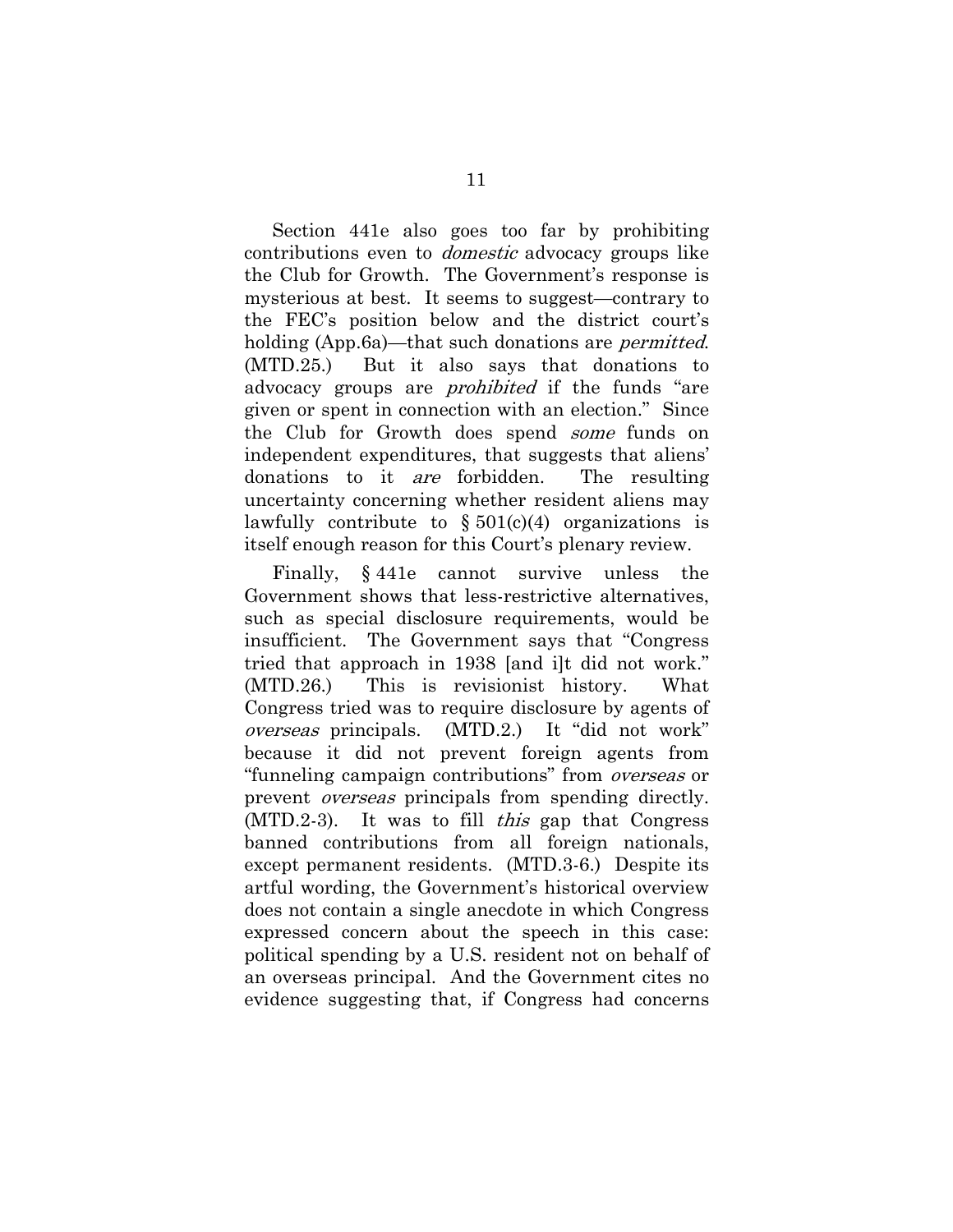Section 441e also goes too far by prohibiting contributions even to *domestic* advocacy groups like the Club for Growth. The Government's response is mysterious at best. It seems to suggest—contrary to the FEC's position below and the district court's holding (App.6a)—that such donations are *permitted*. (MTD.25.) But it also says that donations to advocacy groups are *prohibited* if the funds "are given or spent in connection with an election." Since the Club for Growth does spend *some* funds on independent expenditures, that suggests that aliens' donations to it *are* forbidden. The resulting uncertainty concerning whether resident aliens may lawfully contribute to § 501(c)(4) organizations is itself enough reason for this Court's plenary review.

Finally, § 441e cannot survive unless the Government shows that less-restrictive alternatives, such as special disclosure requirements, would be insufficient. The Government says that "Congress tried that approach in 1938 [and i]t did not work." (MTD.26.) This is revisionist history. What Congress tried was to require disclosure by agents of *overseas* principals. (MTD.2.) It "did not work" because it did not prevent foreign agents from "funneling campaign contributions" from *overseas* or prevent *overseas* principals from spending directly. (MTD.2-3). It was to fill *this* gap that Congress banned contributions from all foreign nationals, except permanent residents. (MTD.3-6.) Despite its artful wording, the Government's historical overview does not contain a single anecdote in which Congress expressed concern about the speech in this case: political spending by a U.S. resident not on behalf of an overseas principal. And the Government cites no evidence suggesting that, if Congress had concerns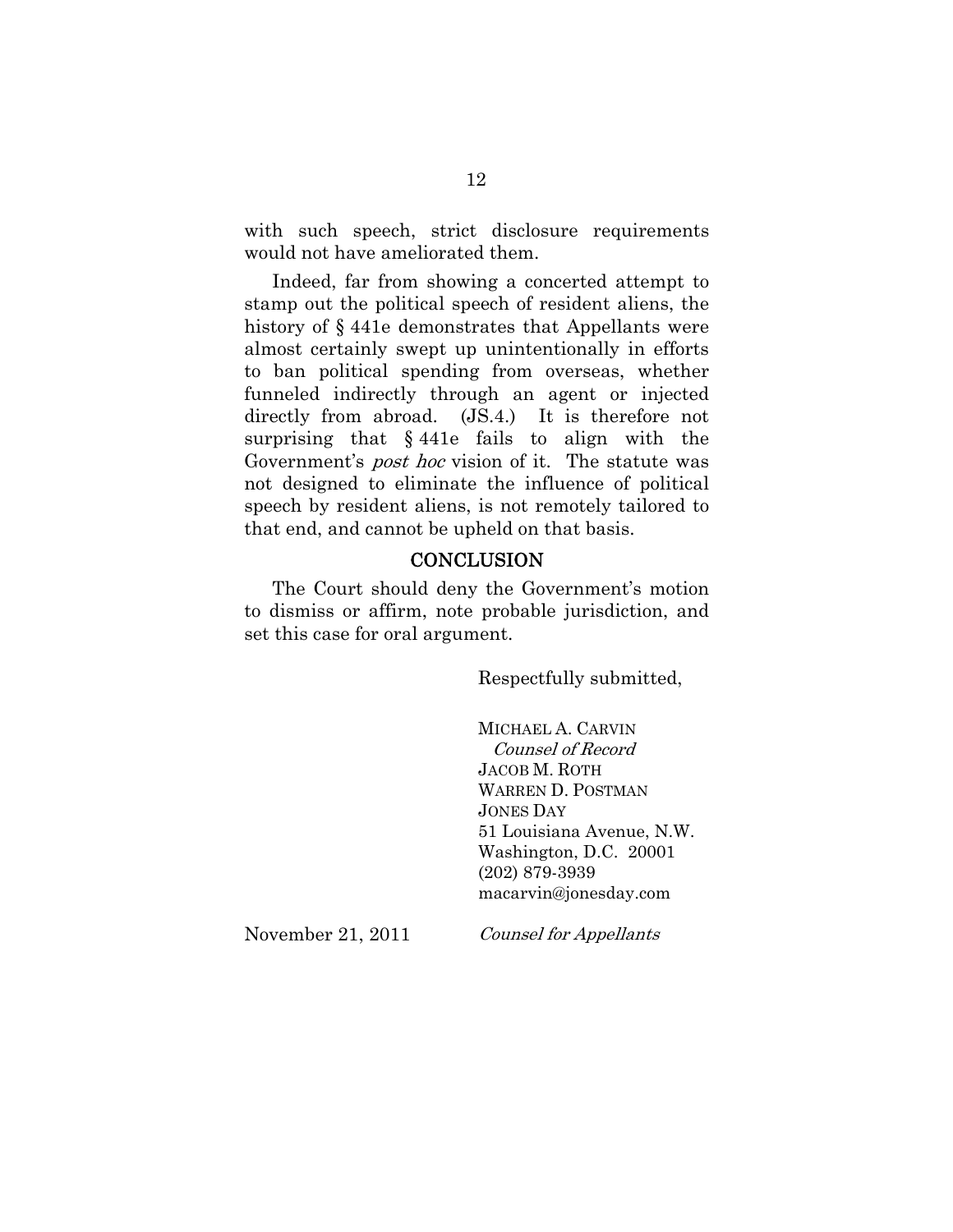with such speech, strict disclosure requirements would not have ameliorated them.

Indeed, far from showing a concerted attempt to stamp out the political speech of resident aliens, the history of § 441e demonstrates that Appellants were almost certainly swept up unintentionally in efforts to ban political spending from overseas, whether funneled indirectly through an agent or injected directly from abroad. (JS.4.) It is therefore not surprising that § 441e fails to align with the Government's *post hoc* vision of it. The statute was not designed to eliminate the influence of political speech by resident aliens, is not remotely tailored to that end, and cannot be upheld on that basis.

## CONCLUSION

The Court should deny the Government's motion to dismiss or affirm, note probable jurisdiction, and set this case for oral argument.

Respectfully submitted,

MICHAEL A. CARVIN
*Counsel of Record*
JACOB M. ROTH
WARREN D. POSTMAN
JONES DAY
51 Louisiana Avenue, N.W.
Washington, D.C. 20001
(202) 879-3939
macarvin@jonesday.com

November 21, 2011

*Counsel for Appellants*